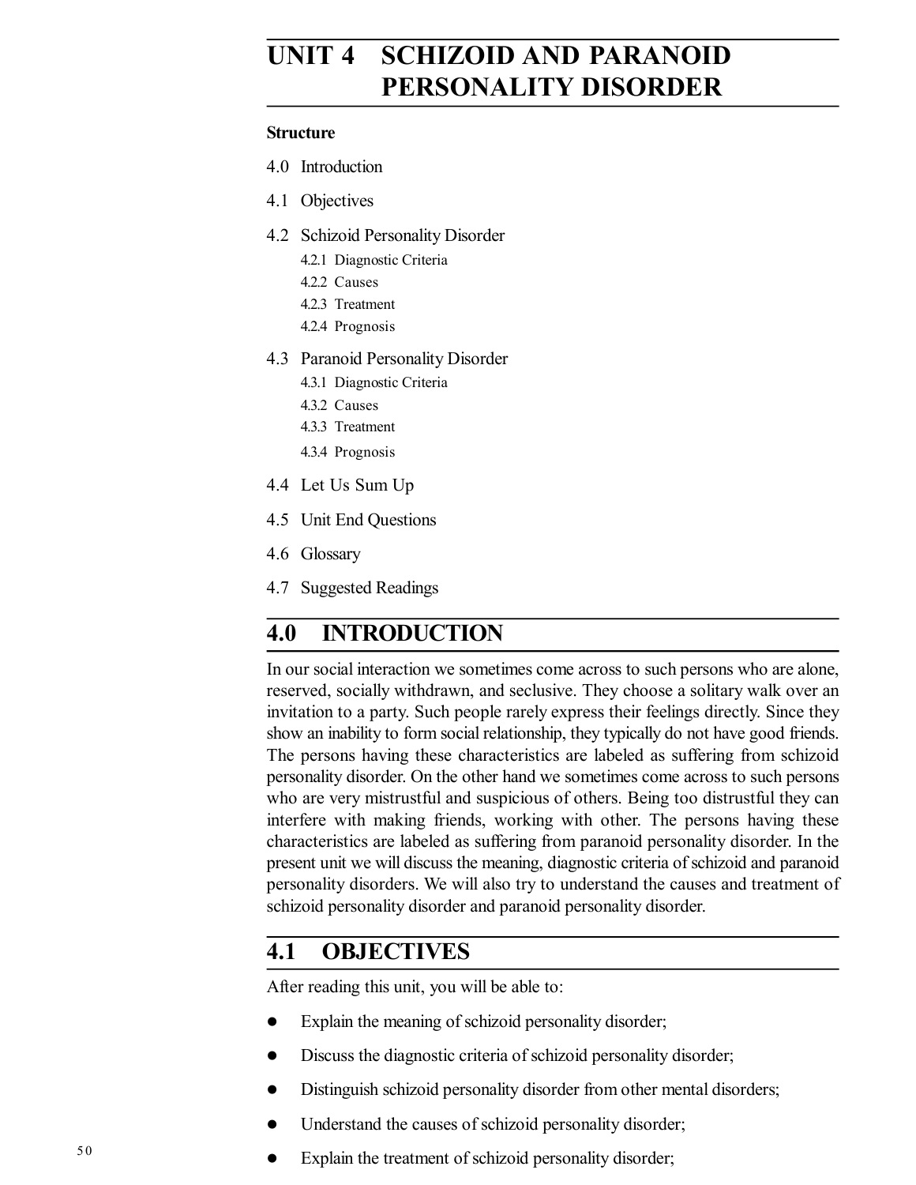# UNIT 4 SCHIZOID AND PARANOID PERSONALITY DISORDER

**Structure**

4.0 Introduction

4.1 Objectives

4.2 Schizoid Personality Disorder

- 4.2.1 Diagnostic Criteria
- 4.2.2 Causes
- 4.2.3 Treatment
- 4.2.4 Prognosis

4.3 Paranoid Personality Disorder

- 4.3.1 Diagnostic Criteria
- 4.3.2 Causes
- 4.3.3 Treatment
- 4.3.4 Prognosis

4.4 Let Us Sum Up

4.5 Unit End Questions

4.6 Glossary

4.7 Suggested Readings

## 4.0 INTRODUCTION

In our social interaction we sometimes come across to such persons who are alone, reserved, socially withdrawn, and seclusive. They choose a solitary walk over an invitation to a party. Such people rarely express their feelings directly. Since they show an inability to form social relationship, they typically do not have good friends. The persons having these characteristics are labeled as suffering from schizoid personality disorder. On the other hand we sometimes come across to such persons who are very mistrustful and suspicious of others. Being too distrustful they can interfere with making friends, working with other. The persons having these characteristics are labeled as suffering from paranoid personality disorder. In the present unit we will discuss the meaning, diagnostic criteria of schizoid and paranoid personality disorders. We will also try to understand the causes and treatment of schizoid personality disorder and paranoid personality disorder.

## 4.1 OBJECTIVES

After reading this unit, you will be able to:

- Explain the meaning of schizoid personality disorder;
- Discuss the diagnostic criteria of schizoid personality disorder;
- Distinguish schizoid personality disorder from other mental disorders;
- Understand the causes of schizoid personality disorder;
- Explain the treatment of schizoid personality disorder;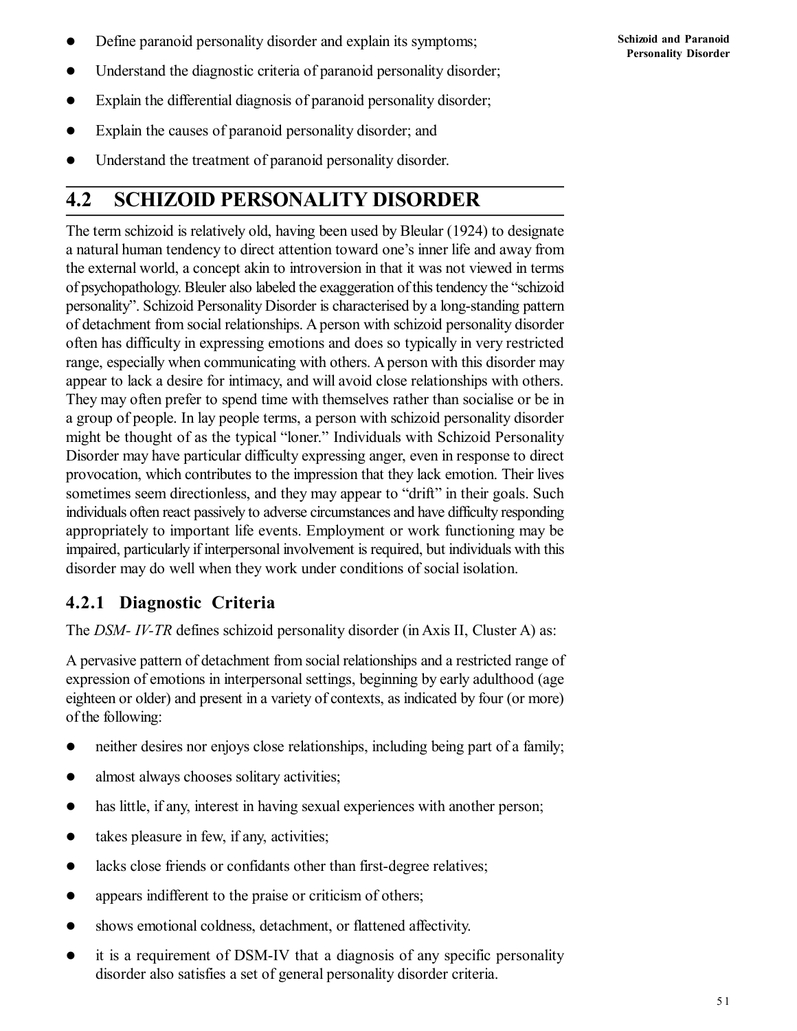- Define paranoid personality disorder and explain its symptoms;
- Understand the diagnostic criteria of paranoid personality disorder;
- Explain the differential diagnosis of paranoid personality disorder;
- Explain the causes of paranoid personality disorder; and
- Understand the treatment of paranoid personality disorder.

## 4.2 SCHIZOID PERSONALITY DISORDER

The term schizoid is relatively old, having been used by Bleular (1924) to designate a natural human tendency to direct attention toward one's inner life and away from the external world, a concept akin to introversion in that it was not viewed in terms of psychopathology. Bleuler also labeled the exaggeration of this tendency the "schizoid personality". Schizoid Personality Disorder is characterised by a long-standing pattern of detachment from social relationships. A person with schizoid personality disorder often has difficulty in expressing emotions and does so typically in very restricted range, especially when communicating with others. A person with this disorder may appear to lack a desire for intimacy, and will avoid close relationships with others. They may often prefer to spend time with themselves rather than socialise or be in a group of people. In lay people terms, a person with schizoid personality disorder might be thought of as the typical "loner." Individuals with Schizoid Personality Disorder may have particular difficulty expressing anger, even in response to direct provocation, which contributes to the impression that they lack emotion. Their lives sometimes seem directionless, and they may appear to "drift" in their goals. Such individuals often react passively to adverse circumstances and have difficulty responding appropriately to important life events. Employment or work functioning may be impaired, particularly if interpersonal involvement is required, but individuals with this disorder may do well when they work under conditions of social isolation.

### 4.2.1 Diagnostic Criteria

The *DSM- IV-TR* defines schizoid personality disorder (in Axis II, Cluster A) as:

A pervasive pattern of detachment from social relationships and a restricted range of expression of emotions in interpersonal settings, beginning by early adulthood (age eighteen or older) and present in a variety of contexts, as indicated by four (or more) of the following:

- neither desires nor enjoys close relationships, including being part of a family;
- almost always chooses solitary activities;
- has little, if any, interest in having sexual experiences with another person;
- takes pleasure in few, if any, activities;
- lacks close friends or confidants other than first-degree relatives;
- appears indifferent to the praise or criticism of others;
- shows emotional coldness, detachment, or flattened affectivity.
- it is a requirement of DSM-IV that a diagnosis of any specific personality disorder also satisfies a set of general personality disorder criteria.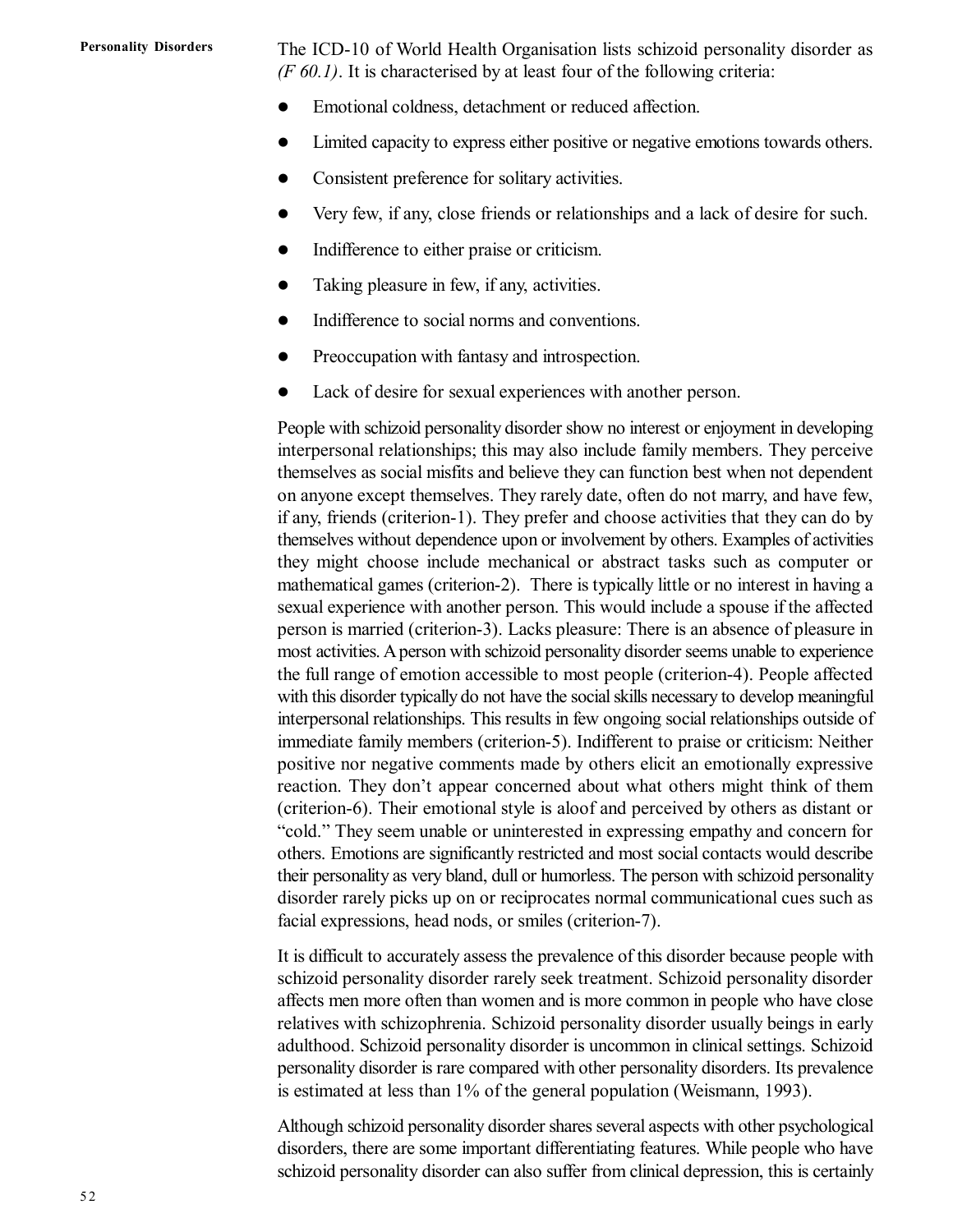The ICD-10 of World Health Organisation lists schizoid personality disorder as *(F 60.1)*. It is characterised by at least four of the following criteria:

- Emotional coldness, detachment or reduced affection.
- Limited capacity to express either positive or negative emotions towards others.
- Consistent preference for solitary activities.
- Very few, if any, close friends or relationships and a lack of desire for such.
- Indifference to either praise or criticism.
- Taking pleasure in few, if any, activities.
- Indifference to social norms and conventions.
- Preoccupation with fantasy and introspection.
- Lack of desire for sexual experiences with another person.

People with schizoid personality disorder show no interest or enjoyment in developing interpersonal relationships; this may also include family members. They perceive themselves as social misfits and believe they can function best when not dependent on anyone except themselves. They rarely date, often do not marry, and have few, if any, friends (criterion-1). They prefer and choose activities that they can do by themselves without dependence upon or involvement by others. Examples of activities they might choose include mechanical or abstract tasks such as computer or mathematical games (criterion-2). There is typically little or no interest in having a sexual experience with another person. This would include a spouse if the affected person is married (criterion-3). Lacks pleasure: There is an absence of pleasure in most activities. A person with schizoid personality disorder seems unable to experience the full range of emotion accessible to most people (criterion-4). People affected with this disorder typically do not have the social skills necessary to develop meaningful interpersonal relationships. This results in few ongoing social relationships outside of immediate family members (criterion-5). Indifferent to praise or criticism: Neither positive nor negative comments made by others elicit an emotionally expressive reaction. They don't appear concerned about what others might think of them (criterion-6). Their emotional style is aloof and perceived by others as distant or "cold." They seem unable or uninterested in expressing empathy and concern for others. Emotions are significantly restricted and most social contacts would describe their personality as very bland, dull or humorless. The person with schizoid personality disorder rarely picks up on or reciprocates normal communicational cues such as facial expressions, head nods, or smiles (criterion-7).

It is difficult to accurately assess the prevalence of this disorder because people with schizoid personality disorder rarely seek treatment. Schizoid personality disorder affects men more often than women and is more common in people who have close relatives with schizophrenia. Schizoid personality disorder usually beings in early adulthood. Schizoid personality disorder is uncommon in clinical settings. Schizoid personality disorder is rare compared with other personality disorders. Its prevalence is estimated at less than 1% of the general population (Weismann, 1993).

Although schizoid personality disorder shares several aspects with other psychological disorders, there are some important differentiating features. While people who have schizoid personality disorder can also suffer from clinical depression, this is certainly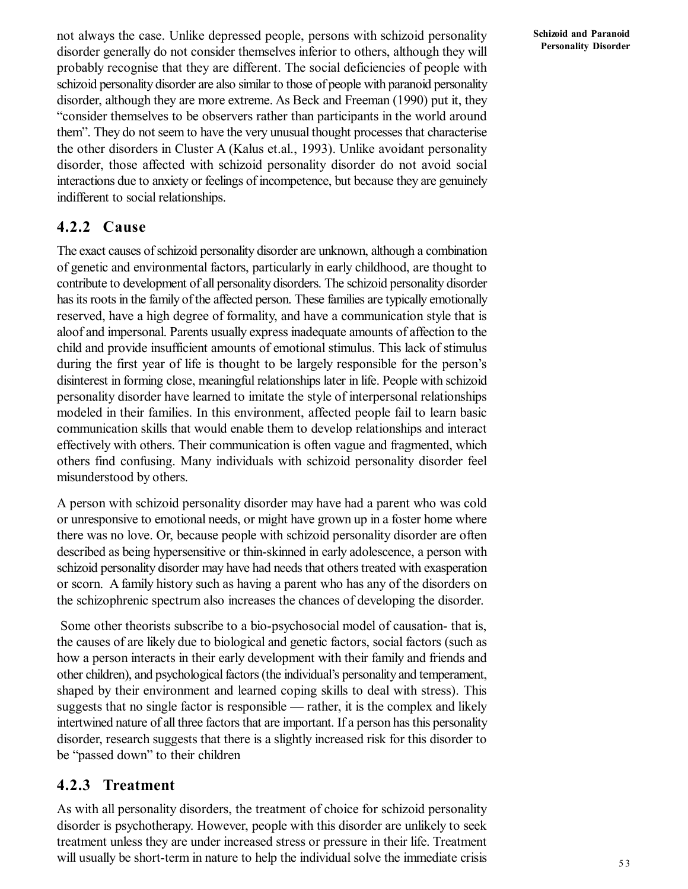not always the case. Unlike depressed people, persons with schizoid personality disorder generally do not consider themselves inferior to others, although they will probably recognise that they are different. The social deficiencies of people with schizoid personality disorder are also similar to those of people with paranoid personality disorder, although they are more extreme. As Beck and Freeman (1990) put it, they "consider themselves to be observers rather than participants in the world around them". They do not seem to have the very unusual thought processes that characterise the other disorders in Cluster A (Kalus et.al., 1993). Unlike avoidant personality disorder, those affected with schizoid personality disorder do not avoid social interactions due to anxiety or feelings of incompetence, but because they are genuinely indifferent to social relationships.

### 4.2.2 Cause

The exact causes of schizoid personality disorder are unknown, although a combination of genetic and environmental factors, particularly in early childhood, are thought to contribute to development of all personality disorders. The schizoid personality disorder has its roots in the family of the affected person. These families are typically emotionally reserved, have a high degree of formality, and have a communication style that is aloof and impersonal. Parents usually express inadequate amounts of affection to the child and provide insufficient amounts of emotional stimulus. This lack of stimulus during the first year of life is thought to be largely responsible for the person's disinterest in forming close, meaningful relationships later in life. People with schizoid personality disorder have learned to imitate the style of interpersonal relationships modeled in their families. In this environment, affected people fail to learn basic communication skills that would enable them to develop relationships and interact effectively with others. Their communication is often vague and fragmented, which others find confusing. Many individuals with schizoid personality disorder feel misunderstood by others.

A person with schizoid personality disorder may have had a parent who was cold or unresponsive to emotional needs, or might have grown up in a foster home where there was no love. Or, because people with schizoid personality disorder are often described as being hypersensitive or thin-skinned in early adolescence, a person with schizoid personality disorder may have had needs that others treated with exasperation or scorn. A family history such as having a parent who has any of the disorders on the schizophrenic spectrum also increases the chances of developing the disorder.

Some other theorists subscribe to a bio-psychosocial model of causation- that is, the causes of are likely due to biological and genetic factors, social factors (such as how a person interacts in their early development with their family and friends and other children), and psychological factors (the individual's personality and temperament, shaped by their environment and learned coping skills to deal with stress). This suggests that no single factor is responsible — rather, it is the complex and likely intertwined nature of all three factors that are important. If a person has this personality disorder, research suggests that there is a slightly increased risk for this disorder to be "passed down" to their children

### 4.2.3 Treatment

As with all personality disorders, the treatment of choice for schizoid personality disorder is psychotherapy. However, people with this disorder are unlikely to seek treatment unless they are under increased stress or pressure in their life. Treatment will usually be short-term in nature to help the individual solve the immediate crisis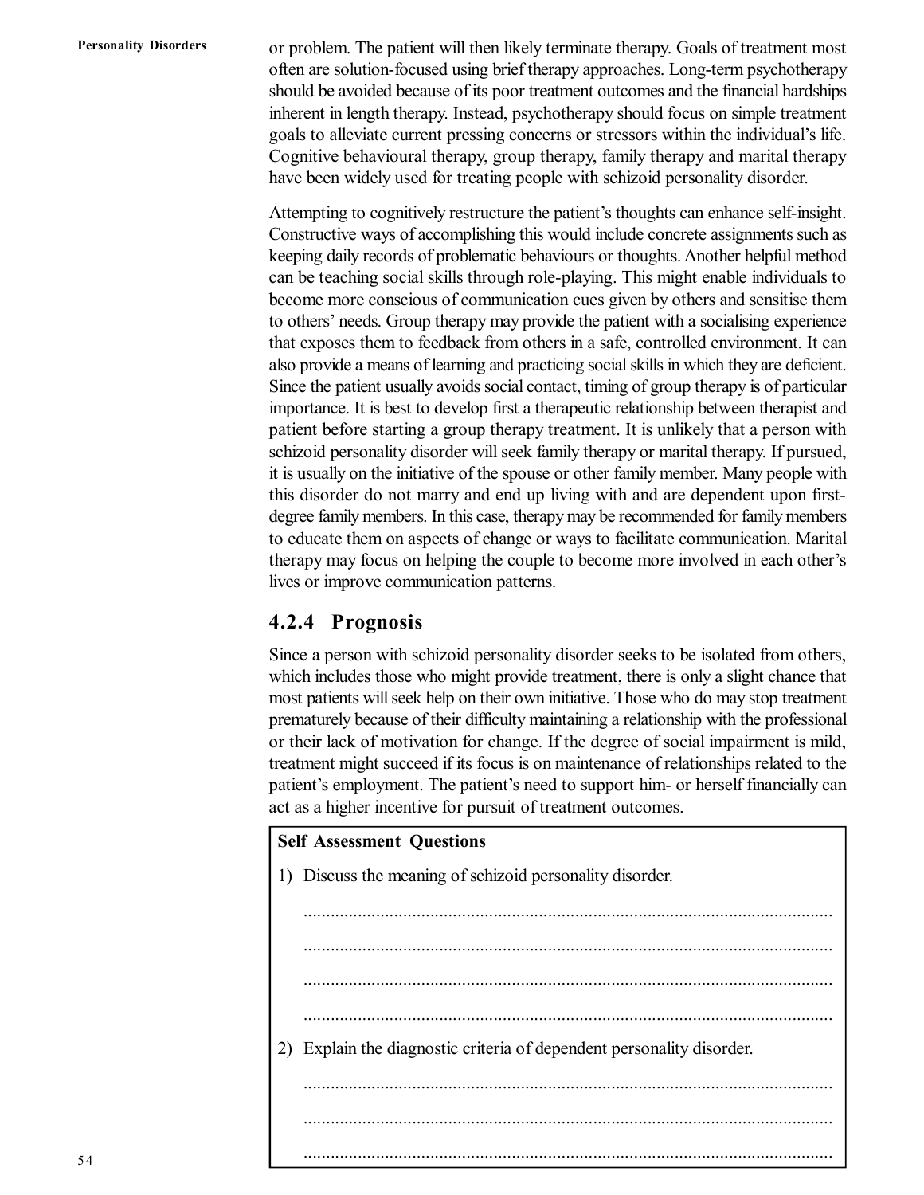or problem. The patient will then likely terminate therapy. Goals of treatment most often are solution-focused using brief therapy approaches. Long-term psychotherapy should be avoided because of its poor treatment outcomes and the financial hardships inherent in length therapy. Instead, psychotherapy should focus on simple treatment goals to alleviate current pressing concerns or stressors within the individual's life. Cognitive behavioural therapy, group therapy, family therapy and marital therapy have been widely used for treating people with schizoid personality disorder.

Attempting to cognitively restructure the patient's thoughts can enhance self-insight. Constructive ways of accomplishing this would include concrete assignments such as keeping daily records of problematic behaviours or thoughts. Another helpful method can be teaching social skills through role-playing. This might enable individuals to become more conscious of communication cues given by others and sensitise them to others' needs. Group therapy may provide the patient with a socialising experience that exposes them to feedback from others in a safe, controlled environment. It can also provide a means of learning and practicing social skills in which they are deficient. Since the patient usually avoids social contact, timing of group therapy is of particular importance. It is best to develop first a therapeutic relationship between therapist and patient before starting a group therapy treatment. It is unlikely that a person with schizoid personality disorder will seek family therapy or marital therapy. If pursued, it is usually on the initiative of the spouse or other family member. Many people with this disorder do not marry and end up living with and are dependent upon first-degree family members. In this case, therapy may be recommended for family members to educate them on aspects of change or ways to facilitate communication. Marital therapy may focus on helping the couple to become more involved in each other's lives or improve communication patterns.

### 4.2.4 Prognosis

Since a person with schizoid personality disorder seeks to be isolated from others, which includes those who might provide treatment, there is only a slight chance that most patients will seek help on their own initiative. Those who do may stop treatment prematurely because of their difficulty maintaining a relationship with the professional or their lack of motivation for change. If the degree of social impairment is mild, treatment might succeed if its focus is on maintenance of relationships related to the patient's employment. The patient's need to support him- or herself financially can act as a higher incentive for pursuit of treatment outcomes.

**Self Assessment Questions**

1) Discuss the meaning of schizoid personality disorder.

.....................................................................................................................

.....................................................................................................................

.....................................................................................................................

.....................................................................................................................

2) Explain the diagnostic criteria of dependent personality disorder.

.....................................................................................................................

.....................................................................................................................

.....................................................................................................................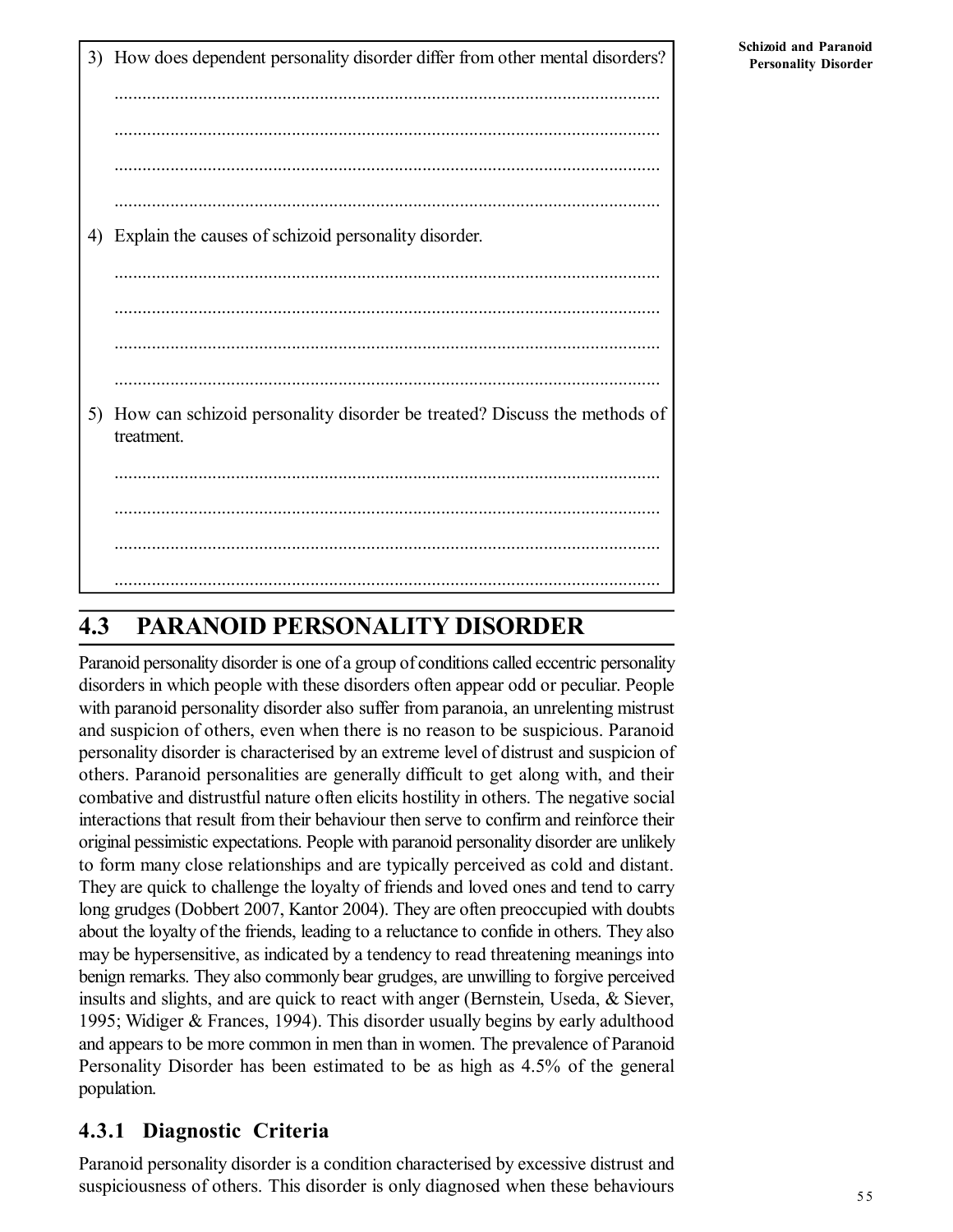3) How does dependent personality disorder differ from other mental disorders?

.....................................................................................................................

.....................................................................................................................

.....................................................................................................................

.....................................................................................................................

4) Explain the causes of schizoid personality disorder.

.....................................................................................................................

.....................................................................................................................

.....................................................................................................................

.....................................................................................................................

5) How can schizoid personality disorder be treated? Discuss the methods of treatment.

.....................................................................................................................

.....................................................................................................................

.....................................................................................................................

.....................................................................................................................

## 4.3 PARANOID PERSONALITY DISORDER

Paranoid personality disorder is one of a group of conditions called eccentric personality disorders in which people with these disorders often appear odd or peculiar. People with paranoid personality disorder also suffer from paranoia, an unrelenting mistrust and suspicion of others, even when there is no reason to be suspicious. Paranoid personality disorder is characterised by an extreme level of distrust and suspicion of others. Paranoid personalities are generally difficult to get along with, and their combative and distrustful nature often elicits hostility in others. The negative social interactions that result from their behaviour then serve to confirm and reinforce their original pessimistic expectations. People with paranoid personality disorder are unlikely to form many close relationships and are typically perceived as cold and distant. They are quick to challenge the loyalty of friends and loved ones and tend to carry long grudges (Dobbert 2007, Kantor 2004). They are often preoccupied with doubts about the loyalty of the friends, leading to a reluctance to confide in others. They also may be hypersensitive, as indicated by a tendency to read threatening meanings into benign remarks. They also commonly bear grudges, are unwilling to forgive perceived insults and slights, and are quick to react with anger (Bernstein, Useda, & Siever, 1995; Widiger & Frances, 1994). This disorder usually begins by early adulthood and appears to be more common in men than in women. The prevalence of Paranoid Personality Disorder has been estimated to be as high as 4.5% of the general population.

### 4.3.1 Diagnostic Criteria

Paranoid personality disorder is a condition characterised by excessive distrust and suspiciousness of others. This disorder is only diagnosed when these behaviours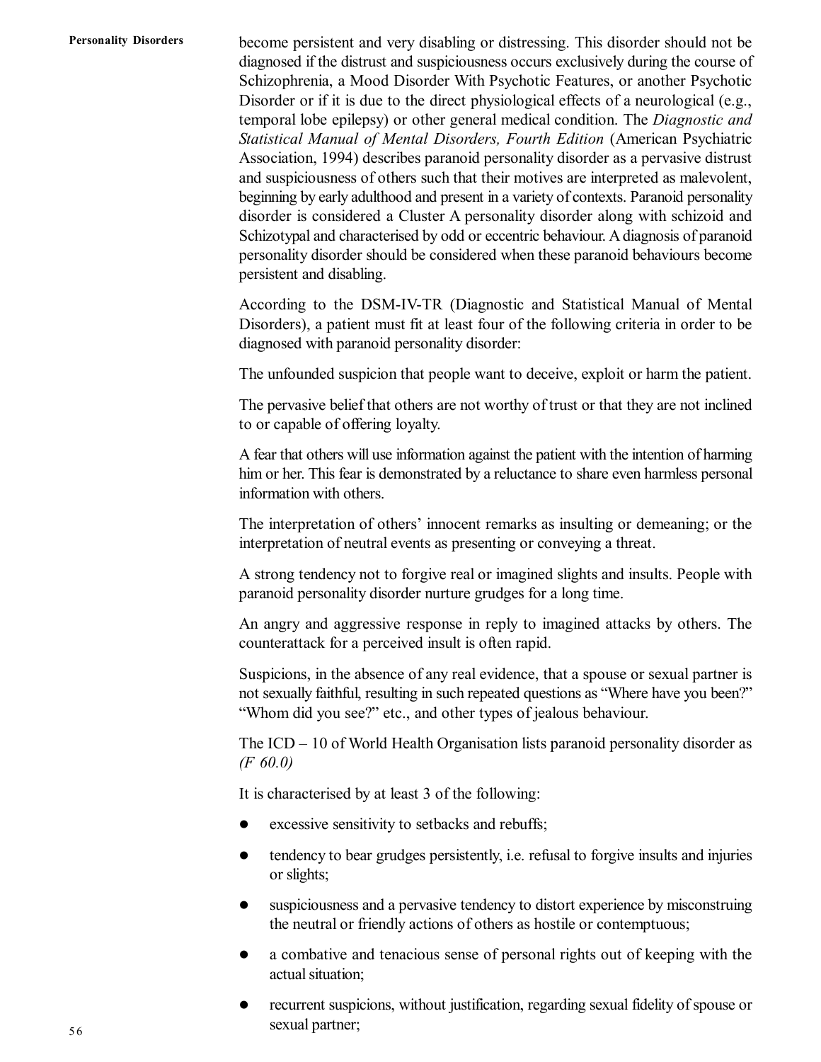become persistent and very disabling or distressing. This disorder should not be diagnosed if the distrust and suspiciousness occurs exclusively during the course of Schizophrenia, a Mood Disorder With Psychotic Features, or another Psychotic Disorder or if it is due to the direct physiological effects of a neurological (e.g., temporal lobe epilepsy) or other general medical condition. The *Diagnostic and Statistical Manual of Mental Disorders, Fourth Edition* (American Psychiatric Association, 1994) describes paranoid personality disorder as a pervasive distrust and suspiciousness of others such that their motives are interpreted as malevolent, beginning by early adulthood and present in a variety of contexts. Paranoid personality disorder is considered a Cluster A personality disorder along with schizoid and Schizotypal and characterised by odd or eccentric behaviour. A diagnosis of paranoid personality disorder should be considered when these paranoid behaviours become persistent and disabling.

According to the DSM-IV-TR (Diagnostic and Statistical Manual of Mental Disorders), a patient must fit at least four of the following criteria in order to be diagnosed with paranoid personality disorder:

The unfounded suspicion that people want to deceive, exploit or harm the patient.

The pervasive belief that others are not worthy of trust or that they are not inclined to or capable of offering loyalty.

A fear that others will use information against the patient with the intention of harming him or her. This fear is demonstrated by a reluctance to share even harmless personal information with others.

The interpretation of others' innocent remarks as insulting or demeaning; or the interpretation of neutral events as presenting or conveying a threat.

A strong tendency not to forgive real or imagined slights and insults. People with paranoid personality disorder nurture grudges for a long time.

An angry and aggressive response in reply to imagined attacks by others. The counterattack for a perceived insult is often rapid.

Suspicions, in the absence of any real evidence, that a spouse or sexual partner is not sexually faithful, resulting in such repeated questions as "Where have you been?" "Whom did you see?" etc., and other types of jealous behaviour.

The ICD – 10 of World Health Organisation lists paranoid personality disorder as *(F 60.0)*

It is characterised by at least 3 of the following:

- excessive sensitivity to setbacks and rebuffs;
- tendency to bear grudges persistently, i.e. refusal to forgive insults and injuries or slights;
- suspiciousness and a pervasive tendency to distort experience by misconstruing the neutral or friendly actions of others as hostile or contemptuous;
- a combative and tenacious sense of personal rights out of keeping with the actual situation;
- recurrent suspicions, without justification, regarding sexual fidelity of spouse or sexual partner;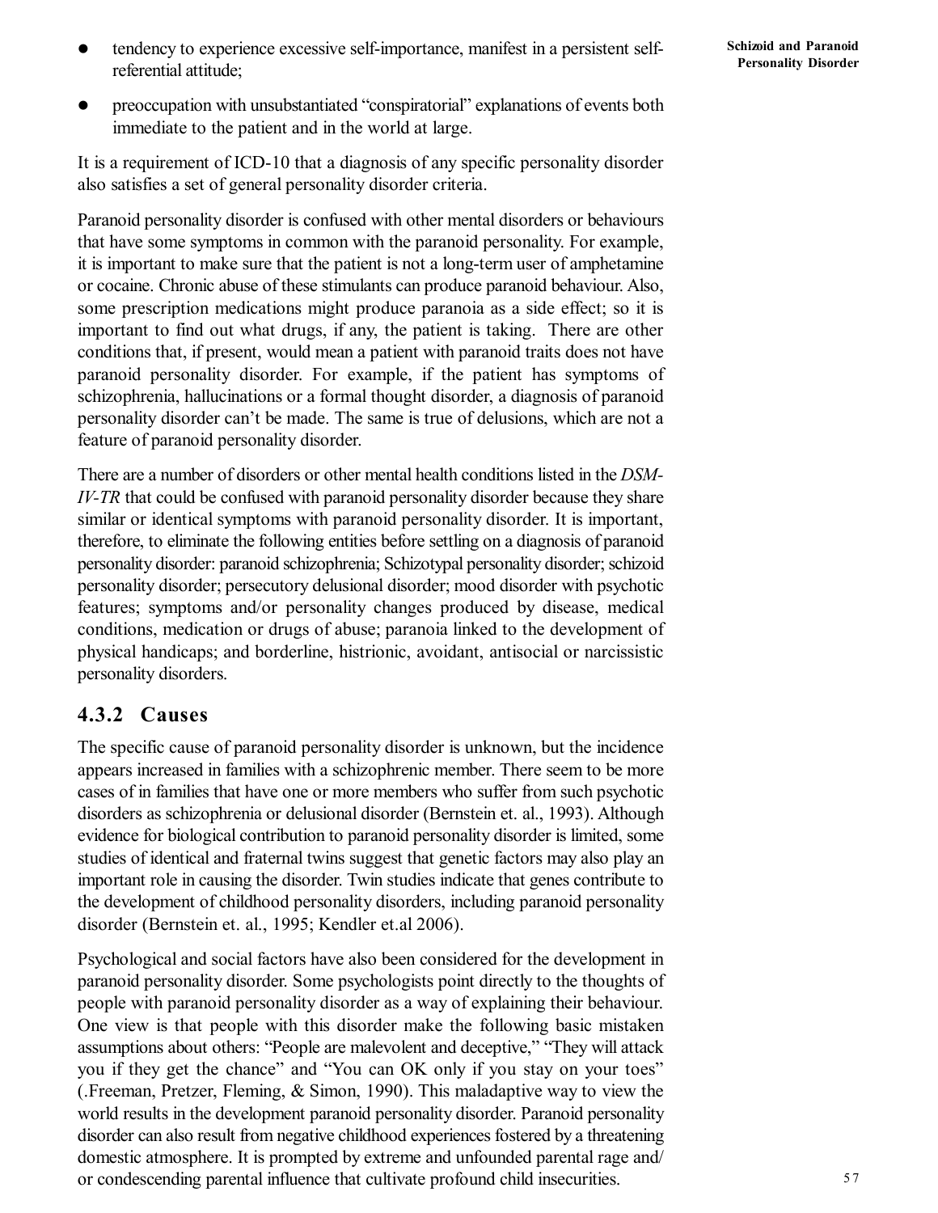- tendency to experience excessive self-importance, manifest in a persistent self-referential attitude;
- preoccupation with unsubstantiated "conspiratorial" explanations of events both immediate to the patient and in the world at large.

It is a requirement of ICD-10 that a diagnosis of any specific personality disorder also satisfies a set of general personality disorder criteria.

Paranoid personality disorder is confused with other mental disorders or behaviours that have some symptoms in common with the paranoid personality. For example, it is important to make sure that the patient is not a long-term user of amphetamine or cocaine. Chronic abuse of these stimulants can produce paranoid behaviour. Also, some prescription medications might produce paranoia as a side effect; so it is important to find out what drugs, if any, the patient is taking. There are other conditions that, if present, would mean a patient with paranoid traits does not have paranoid personality disorder. For example, if the patient has symptoms of schizophrenia, hallucinations or a formal thought disorder, a diagnosis of paranoid personality disorder can't be made. The same is true of delusions, which are not a feature of paranoid personality disorder.

There are a number of disorders or other mental health conditions listed in the *DSM-IV-TR* that could be confused with paranoid personality disorder because they share similar or identical symptoms with paranoid personality disorder. It is important, therefore, to eliminate the following entities before settling on a diagnosis of paranoid personality disorder: paranoid schizophrenia; Schizotypal personality disorder; schizoid personality disorder; persecutory delusional disorder; mood disorder with psychotic features; symptoms and/or personality changes produced by disease, medical conditions, medication or drugs of abuse; paranoia linked to the development of physical handicaps; and borderline, histrionic, avoidant, antisocial or narcissistic personality disorders.

### 4.3.2 Causes

The specific cause of paranoid personality disorder is unknown, but the incidence appears increased in families with a schizophrenic member. There seem to be more cases of in families that have one or more members who suffer from such psychotic disorders as schizophrenia or delusional disorder (Bernstein et. al., 1993). Although evidence for biological contribution to paranoid personality disorder is limited, some studies of identical and fraternal twins suggest that genetic factors may also play an important role in causing the disorder. Twin studies indicate that genes contribute to the development of childhood personality disorders, including paranoid personality disorder (Bernstein et. al., 1995; Kendler et.al 2006).

Psychological and social factors have also been considered for the development in paranoid personality disorder. Some psychologists point directly to the thoughts of people with paranoid personality disorder as a way of explaining their behaviour. One view is that people with this disorder make the following basic mistaken assumptions about others: "People are malevolent and deceptive," "They will attack you if they get the chance" and "You can OK only if you stay on your toes" (.Freeman, Pretzer, Fleming, & Simon, 1990). This maladaptive way to view the world results in the development paranoid personality disorder. Paranoid personality disorder can also result from negative childhood experiences fostered by a threatening domestic atmosphere. It is prompted by extreme and unfounded parental rage and/or condescending parental influence that cultivate profound child insecurities.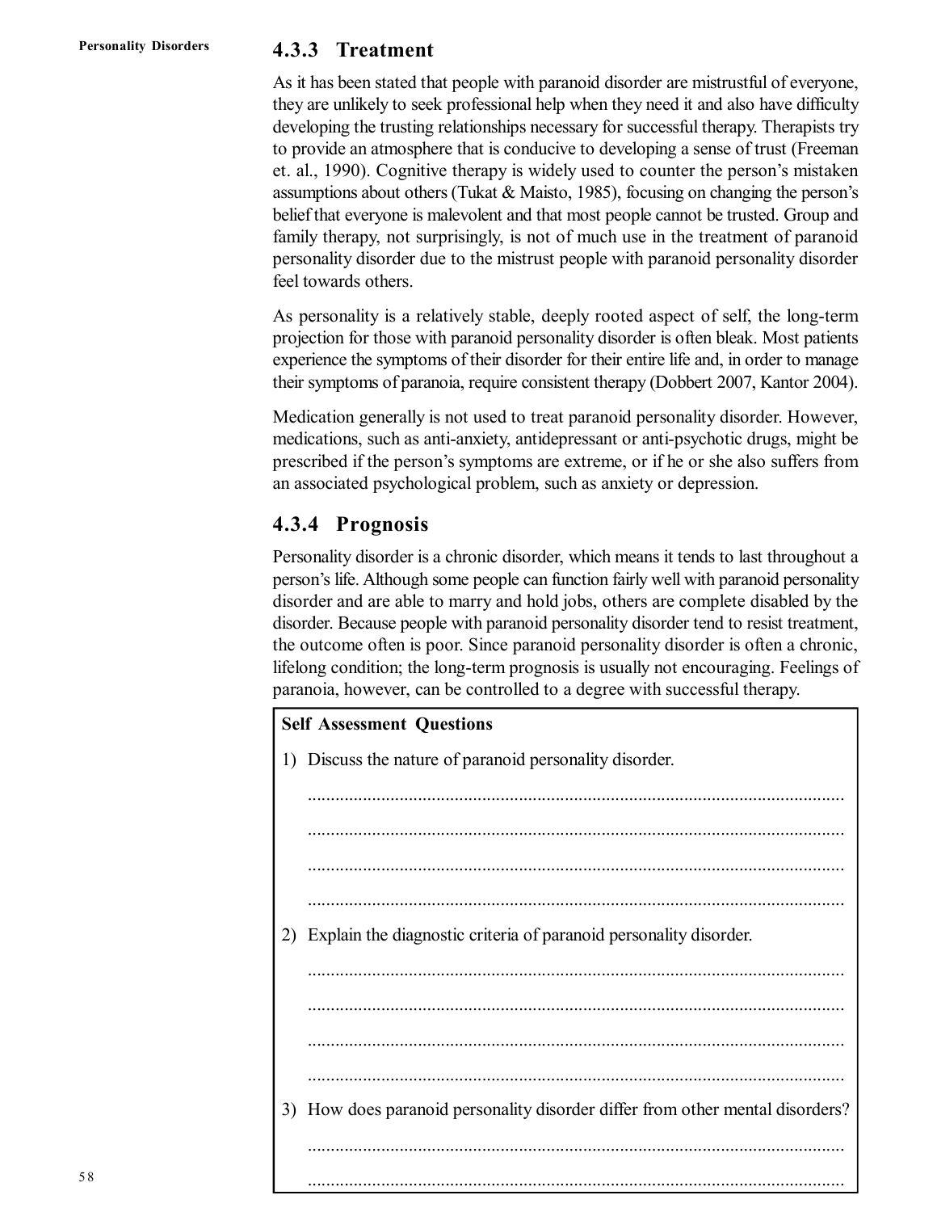### 4.3.3 Treatment

As it has been stated that people with paranoid disorder are mistrustful of everyone, they are unlikely to seek professional help when they need it and also have difficulty developing the trusting relationships necessary for successful therapy. Therapists try to provide an atmosphere that is conducive to developing a sense of trust (Freeman et. al., 1990). Cognitive therapy is widely used to counter the person's mistaken assumptions about others (Tukat & Maisto, 1985), focusing on changing the person's belief that everyone is malevolent and that most people cannot be trusted. Group and family therapy, not surprisingly, is not of much use in the treatment of paranoid personality disorder due to the mistrust people with paranoid personality disorder feel towards others.

As personality is a relatively stable, deeply rooted aspect of self, the long-term projection for those with paranoid personality disorder is often bleak. Most patients experience the symptoms of their disorder for their entire life and, in order to manage their symptoms of paranoia, require consistent therapy (Dobbert 2007, Kantor 2004).

Medication generally is not used to treat paranoid personality disorder. However, medications, such as anti-anxiety, antidepressant or anti-psychotic drugs, might be prescribed if the person's symptoms are extreme, or if he or she also suffers from an associated psychological problem, such as anxiety or depression.

### 4.3.4 Prognosis

Personality disorder is a chronic disorder, which means it tends to last throughout a person's life. Although some people can function fairly well with paranoid personality disorder and are able to marry and hold jobs, others are complete disabled by the disorder. Because people with paranoid personality disorder tend to resist treatment, the outcome often is poor. Since paranoid personality disorder is often a chronic, lifelong condition; the long-term prognosis is usually not encouraging. Feelings of paranoia, however, can be controlled to a degree with successful therapy.

**Self Assessment Questions**

1) Discuss the nature of paranoid personality disorder.

.....................................................................................................................

.....................................................................................................................

.....................................................................................................................

.....................................................................................................................

2) Explain the diagnostic criteria of paranoid personality disorder.

.....................................................................................................................

.....................................................................................................................

.....................................................................................................................

.....................................................................................................................

3) How does paranoid personality disorder differ from other mental disorders?

.....................................................................................................................

.....................................................................................................................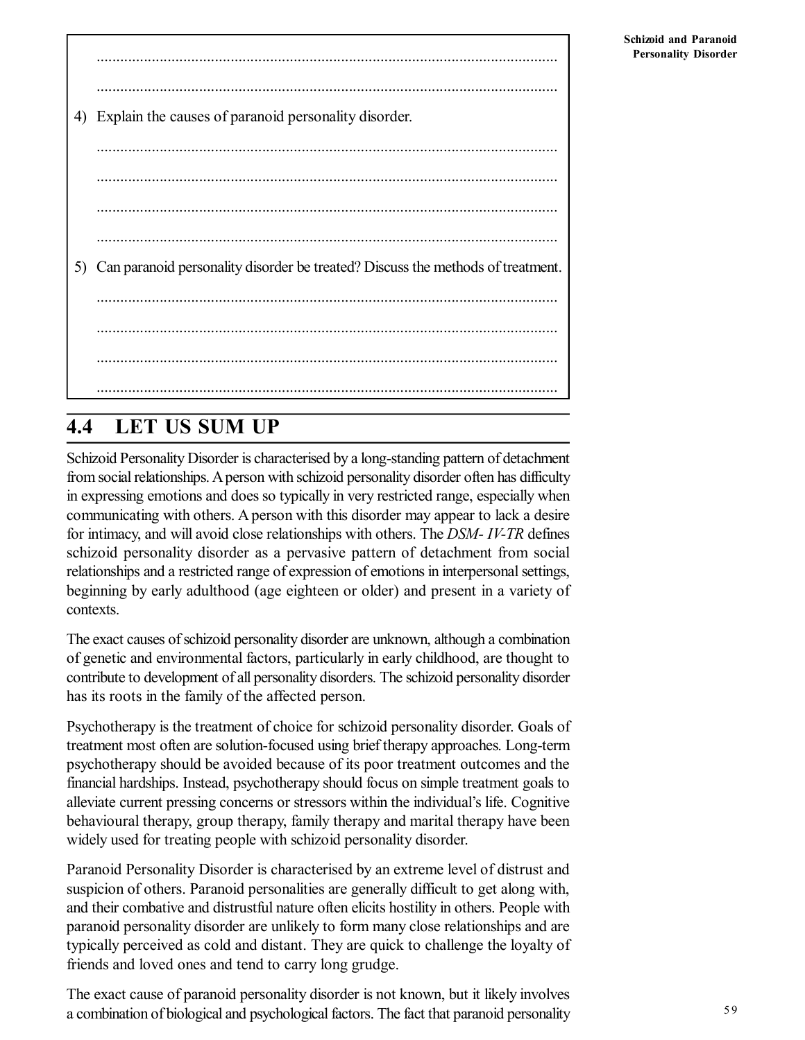.....................................................................................................................

.....................................................................................................................

4) Explain the causes of paranoid personality disorder.

.....................................................................................................................

.....................................................................................................................

.....................................................................................................................

.....................................................................................................................

5) Can paranoid personality disorder be treated? Discuss the methods of treatment.

.....................................................................................................................

.....................................................................................................................

.....................................................................................................................

.....................................................................................................................

## 4.4 LET US SUM UP

Schizoid Personality Disorder is characterised by a long-standing pattern of detachment from social relationships. A person with schizoid personality disorder often has difficulty in expressing emotions and does so typically in very restricted range, especially when communicating with others. A person with this disorder may appear to lack a desire for intimacy, and will avoid close relationships with others. The *DSM- IV-TR* defines schizoid personality disorder as a pervasive pattern of detachment from social relationships and a restricted range of expression of emotions in interpersonal settings, beginning by early adulthood (age eighteen or older) and present in a variety of contexts.

The exact causes of schizoid personality disorder are unknown, although a combination of genetic and environmental factors, particularly in early childhood, are thought to contribute to development of all personality disorders. The schizoid personality disorder has its roots in the family of the affected person.

Psychotherapy is the treatment of choice for schizoid personality disorder. Goals of treatment most often are solution-focused using brief therapy approaches. Long-term psychotherapy should be avoided because of its poor treatment outcomes and the financial hardships. Instead, psychotherapy should focus on simple treatment goals to alleviate current pressing concerns or stressors within the individual's life. Cognitive behavioural therapy, group therapy, family therapy and marital therapy have been widely used for treating people with schizoid personality disorder.

Paranoid Personality Disorder is characterised by an extreme level of distrust and suspicion of others. Paranoid personalities are generally difficult to get along with, and their combative and distrustful nature often elicits hostility in others. People with paranoid personality disorder are unlikely to form many close relationships and are typically perceived as cold and distant. They are quick to challenge the loyalty of friends and loved ones and tend to carry long grudge.

The exact cause of paranoid personality disorder is not known, but it likely involves a combination of biological and psychological factors. The fact that paranoid personality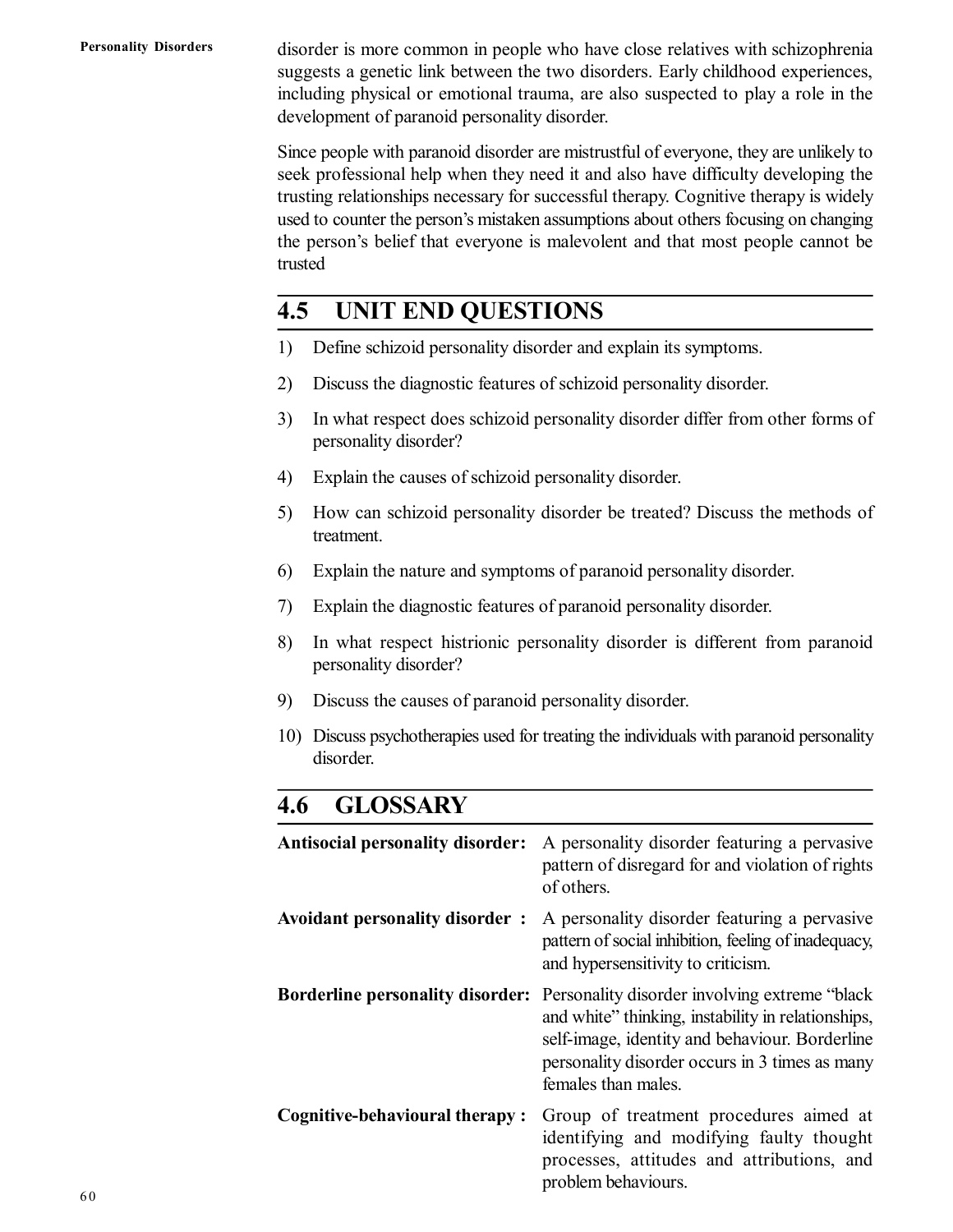disorder is more common in people who have close relatives with schizophrenia suggests a genetic link between the two disorders. Early childhood experiences, including physical or emotional trauma, are also suspected to play a role in the development of paranoid personality disorder.

Since people with paranoid disorder are mistrustful of everyone, they are unlikely to seek professional help when they need it and also have difficulty developing the trusting relationships necessary for successful therapy. Cognitive therapy is widely used to counter the person's mistaken assumptions about others focusing on changing the person's belief that everyone is malevolent and that most people cannot be trusted

## 4.5 UNIT END QUESTIONS

1) Define schizoid personality disorder and explain its symptoms.
2) Discuss the diagnostic features of schizoid personality disorder.
3) In what respect does schizoid personality disorder differ from other forms of personality disorder?
4) Explain the causes of schizoid personality disorder.
5) How can schizoid personality disorder be treated? Discuss the methods of treatment.
6) Explain the nature and symptoms of paranoid personality disorder.
7) Explain the diagnostic features of paranoid personality disorder.
8) In what respect histrionic personality disorder is different from paranoid personality disorder?
9) Discuss the causes of paranoid personality disorder.
10) Discuss psychotherapies used for treating the individuals with paranoid personality disorder.

## 4.6 GLOSSARY

**Antisocial personality disorder:** A personality disorder featuring a pervasive pattern of disregard for and violation of rights of others.

**Avoidant personality disorder :** A personality disorder featuring a pervasive pattern of social inhibition, feeling of inadequacy, and hypersensitivity to criticism.

**Borderline personality disorder:** Personality disorder involving extreme "black and white" thinking, instability in relationships, self-image, identity and behaviour. Borderline personality disorder occurs in 3 times as many females than males.

**Cognitive-behavioural therapy :** Group of treatment procedures aimed at identifying and modifying faulty thought processes, attitudes and attributions, and problem behaviours.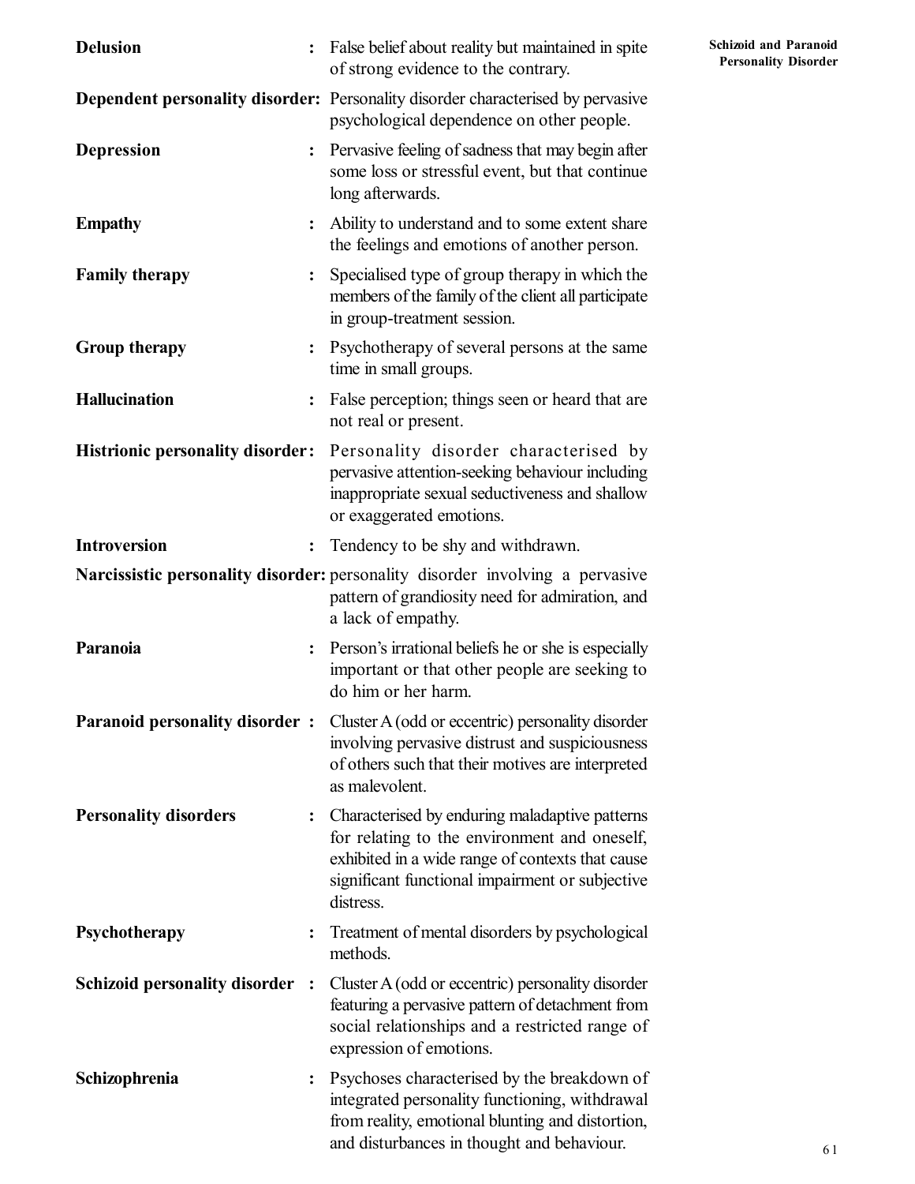**Delusion** : False belief about reality but maintained in spite of strong evidence to the contrary.

**Dependent personality disorder:** Personality disorder characterised by pervasive psychological dependence on other people.

**Depression** : Pervasive feeling of sadness that may begin after some loss or stressful event, but that continue long afterwards.

**Empathy** : Ability to understand and to some extent share the feelings and emotions of another person.

**Family therapy** : Specialised type of group therapy in which the members of the family of the client all participate in group-treatment session.

**Group therapy** : Psychotherapy of several persons at the same time in small groups.

**Hallucination** : False perception; things seen or heard that are not real or present.

**Histrionic personality disorder:** Personality disorder characterised by pervasive attention-seeking behaviour including inappropriate sexual seductiveness and shallow or exaggerated emotions.

**Introversion** : Tendency to be shy and withdrawn.

**Narcissistic personality disorder:** personality disorder involving a pervasive pattern of grandiosity need for admiration, and a lack of empathy.

**Paranoia** : Person's irrational beliefs he or she is especially important or that other people are seeking to do him or her harm.

**Paranoid personality disorder** : Cluster A (odd or eccentric) personality disorder involving pervasive distrust and suspiciousness of others such that their motives are interpreted as malevolent.

**Personality disorders** : Characterised by enduring maladaptive patterns for relating to the environment and oneself, exhibited in a wide range of contexts that cause significant functional impairment or subjective distress.

**Psychotherapy** : Treatment of mental disorders by psychological methods.

**Schizoid personality disorder** : Cluster A (odd or eccentric) personality disorder featuring a pervasive pattern of detachment from social relationships and a restricted range of expression of emotions.

**Schizophrenia** : Psychoses characterised by the breakdown of integrated personality functioning, withdrawal from reality, emotional blunting and distortion, and disturbances in thought and behaviour.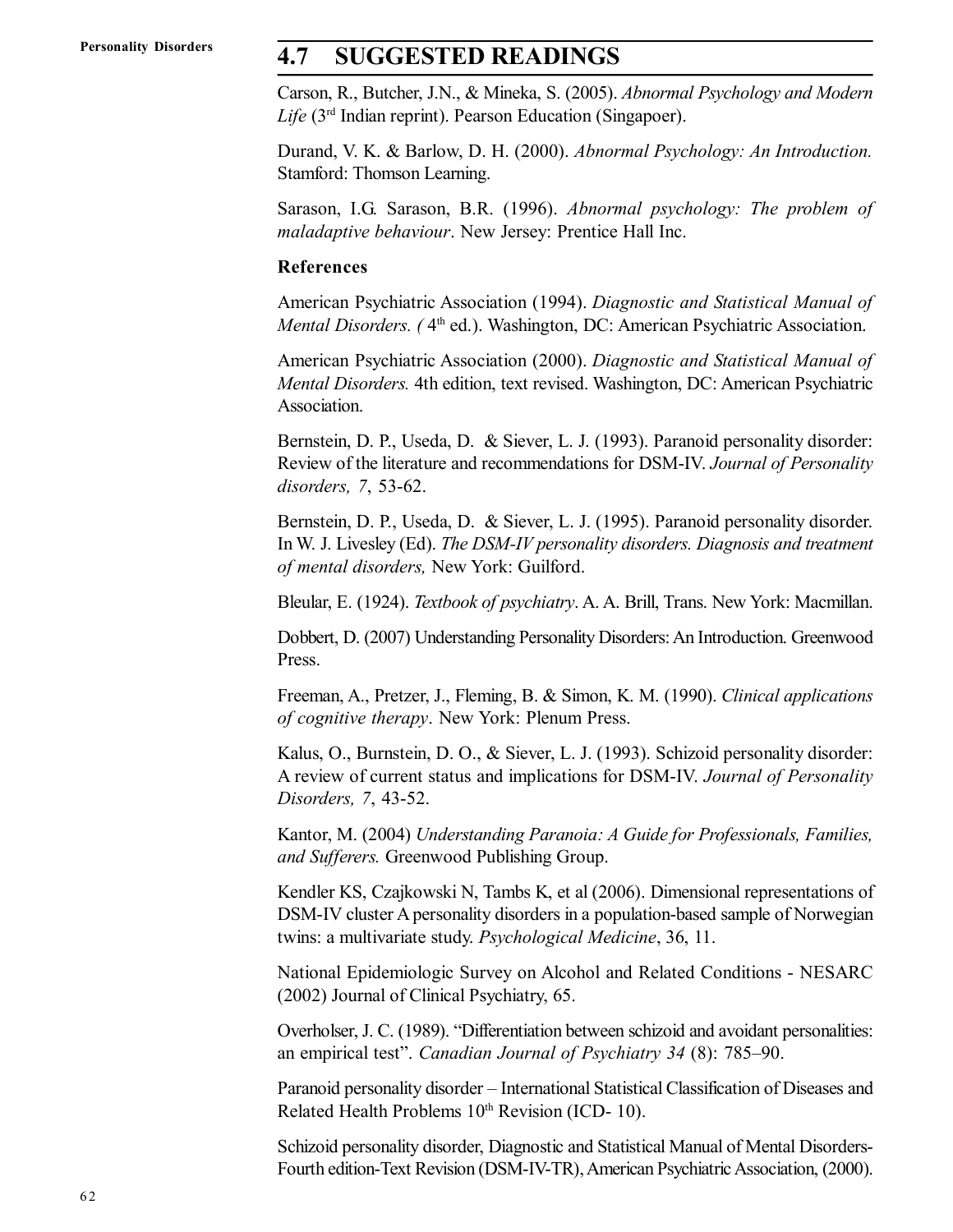## 4.7 SUGGESTED READINGS

Carson, R., Butcher, J.N., & Mineka, S. (2005). *Abnormal Psychology and Modern Life* (3rd Indian reprint). Pearson Education (Singapoer).

Durand, V. K. & Barlow, D. H. (2000). *Abnormal Psychology: An Introduction.* Stamford: Thomson Learning.

Sarason, I.G. Sarason, B.R. (1996). *Abnormal psychology: The problem of maladaptive behaviour*. New Jersey: Prentice Hall Inc.

**References**

American Psychiatric Association (1994). *Diagnostic and Statistical Manual of Mental Disorders. (* 4th ed.). Washington, DC: American Psychiatric Association.

American Psychiatric Association (2000). *Diagnostic and Statistical Manual of Mental Disorders.* 4th edition, text revised. Washington, DC: American Psychiatric Association.

Bernstein, D. P., Useda, D. & Siever, L. J. (1993). Paranoid personality disorder: Review of the literature and recommendations for DSM-IV. *Journal of Personality disorders, 7*, 53-62.

Bernstein, D. P., Useda, D. & Siever, L. J. (1995). Paranoid personality disorder. In W. J. Livesley (Ed). *The DSM-IV personality disorders. Diagnosis and treatment of mental disorders,* New York: Guilford.

Bleular, E. (1924). *Textbook of psychiatry*. A. A. Brill, Trans. New York: Macmillan.

Dobbert, D. (2007) Understanding Personality Disorders: An Introduction. Greenwood Press.

Freeman, A., Pretzer, J., Fleming, B. & Simon, K. M. (1990). *Clinical applications of cognitive therapy*. New York: Plenum Press.

Kalus, O., Burnstein, D. O., & Siever, L. J. (1993). Schizoid personality disorder: A review of current status and implications for DSM-IV. *Journal of Personality Disorders, 7*, 43-52.

Kantor, M. (2004) *Understanding Paranoia: A Guide for Professionals, Families, and Sufferers.* Greenwood Publishing Group.

Kendler KS, Czajkowski N, Tambs K, et al (2006). Dimensional representations of DSM-IV cluster A personality disorders in a population-based sample of Norwegian twins: a multivariate study. *Psychological Medicine*, 36, 11.

National Epidemiologic Survey on Alcohol and Related Conditions - NESARC (2002) Journal of Clinical Psychiatry, 65.

Overholser, J. C. (1989). "Differentiation between schizoid and avoidant personalities: an empirical test". *Canadian Journal of Psychiatry 34* (8): 785–90.

Paranoid personality disorder – International Statistical Classification of Diseases and Related Health Problems 10th Revision (ICD- 10).

Schizoid personality disorder, Diagnostic and Statistical Manual of Mental Disorders-Fourth edition-Text Revision (DSM-IV-TR), American Psychiatric Association, (2000).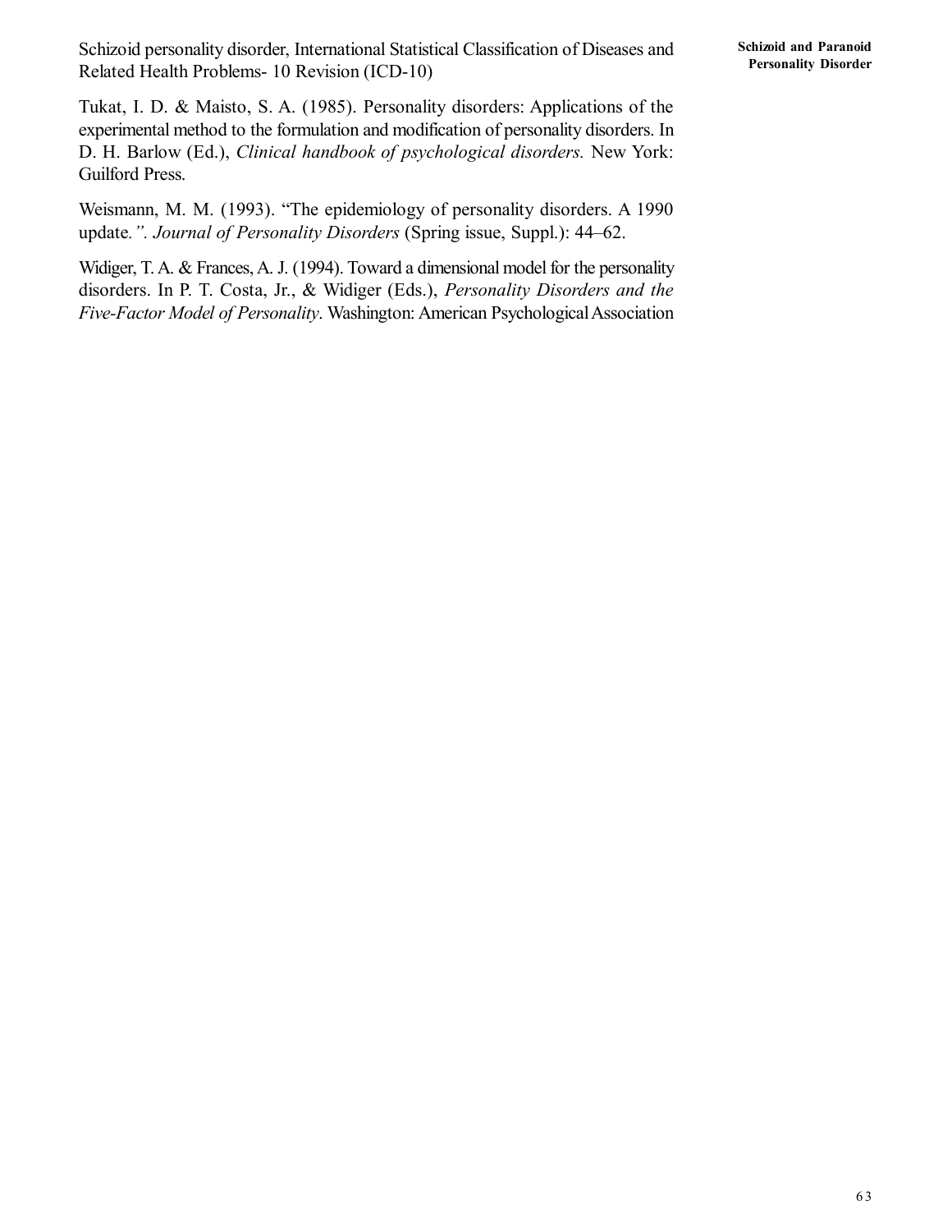Schizoid personality disorder, International Statistical Classification of Diseases and Related Health Problems- 10 Revision (ICD-10)

Tukat, I. D. & Maisto, S. A. (1985). Personality disorders: Applications of the experimental method to the formulation and modification of personality disorders. In D. H. Barlow (Ed.), *Clinical handbook of psychological disorders.* New York: Guilford Press.

Weismann, M. M. (1993). "The epidemiology of personality disorders. A 1990 update.". *Journal of Personality Disorders* (Spring issue, Suppl.): 44–62.

Widiger, T. A. & Frances, A. J. (1994). Toward a dimensional model for the personality disorders. In P. T. Costa, Jr., & Widiger (Eds.), *Personality Disorders and the Five-Factor Model of Personality*. Washington: American Psychological Association